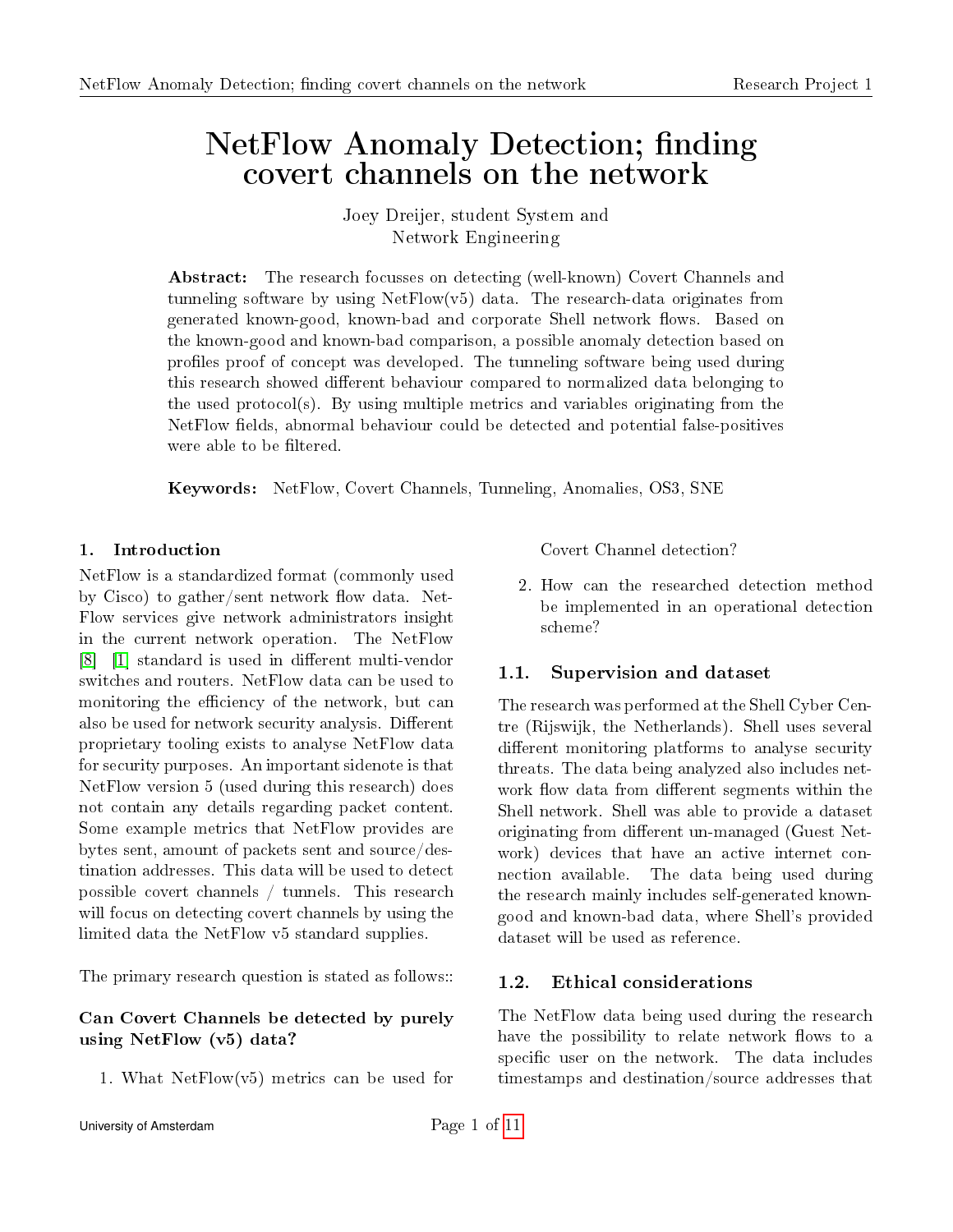# NetFlow Anomaly Detection; finding covert channels on the network

Joey Dreijer, student System and Network Engineering

**Abstract:** The research focusses on detecting (well-known) Covert Channels and tunneling software by using NetFlow(v5) data. The research-data originates from generated known-good, known-bad and corporate Shell network flows. Based on the known-good and known-bad comparison, a possible anomaly detection based on profiles proof of concept was developed. The tunneling software being used during this research showed different behaviour compared to normalized data belonging to the used protocol(s). By using multiple metrics and variables originating from the NetFlow fields, abnormal behaviour could be detected and potential false-positives were able to be filtered.

**Keywords:** NetFlow, Covert Channels, Tunneling, Anomalies, OS3, SNE

## 1. Introduction

NetFlow is a standardized format (commonly used by Cisco) to gather/sent network flow data. NetFlow services give network administrators insight in the current network operation. The NetFlow [8] [1] standard is used in different multi-vendor switches and routers. NetFlow data can be used to monitoring the efficiency of the network, but can also be used for network security analysis. Different proprietary tooling exists to analyse NetFlow data for security purposes. An important sidenote is that NetFlow version 5 (used during this research) does not contain any details regarding packet content. Some example metrics that NetFlow provides are bytes sent, amount of packets sent and source/destination addresses. This data will be used to detect possible covert channels / tunnels. This research will focus on detecting covert channels by using the limited data the NetFlow v5 standard supplies.

The primary research question is stated as follows::

**Can Covert Channels be detected by purely using NetFlow (v5) data?**

1. What NetFlow(v5) metrics can be used for Covert Channel detection?
2. How can the researched detection method be implemented in an operational detection scheme?

### 1.1. Supervision and dataset

The research was performed at the Shell Cyber Centre (Rijswijk, the Netherlands). Shell uses several different monitoring platforms to analyse security threats. The data being analyzed also includes network flow data from different segments within the Shell network. Shell was able to provide a dataset originating from different un-managed (Guest Network) devices that have an active internet connection available. The data being used during the research mainly includes self-generated known-good and known-bad data, where Shell's provided dataset will be used as reference.

### 1.2. Ethical considerations

The NetFlow data being used during the research have the possibility to relate network flows to a specific user on the network. The data includes timestamps and destination/source addresses that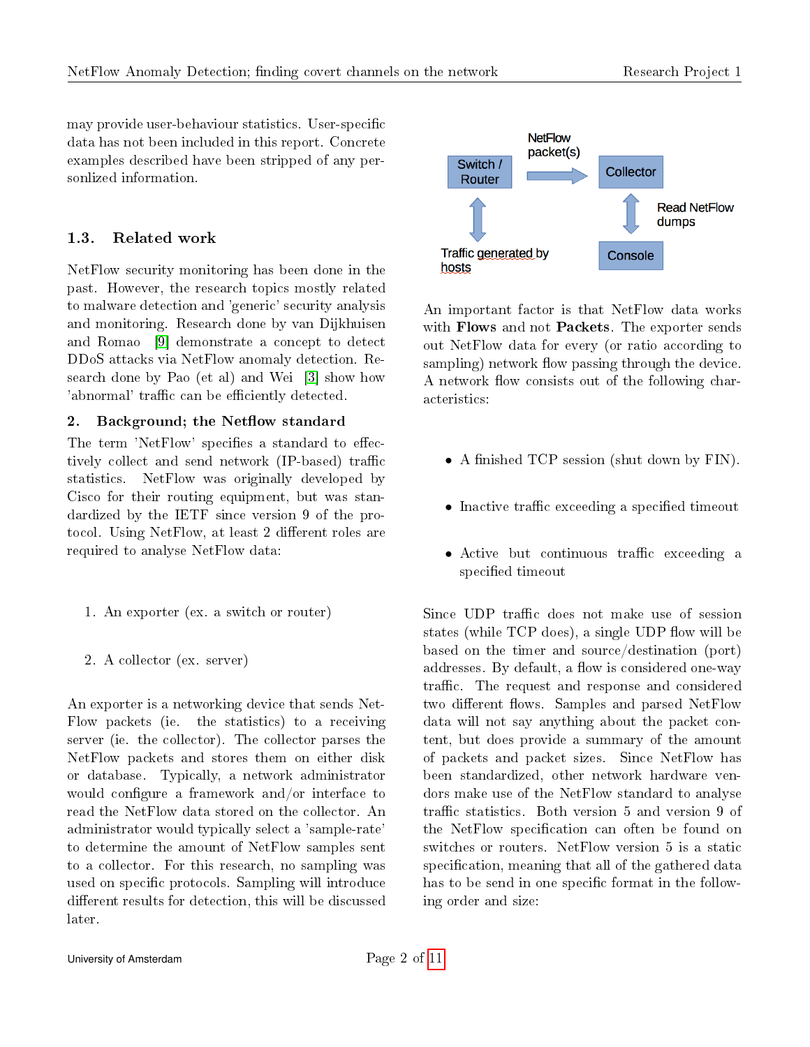may provide user-behaviour statistics. User-specific data has not been included in this report. Concrete examples described have been stripped of any personlized information.

### 1.3. Related work

NetFlow security monitoring has been done in the past. However, the research topics mostly related to malware detection and 'generic' security analysis and monitoring. Research done by van Dijkhuisen and Romao [9] demonstrate a concept to detect DDoS attacks via NetFlow anomaly detection. Research done by Pao (et al) and Wei [3] show how 'abnormal' traffic can be efficiently detected.

## 2. Background; the Netflow standard

The term 'NetFlow' specifies a standard to effectively collect and send network (IP-based) traffic statistics. NetFlow was originally developed by Cisco for their routing equipment, but was standardized by the IETF since version 9 of the protocol. Using NetFlow, at least 2 different roles are required to analyse NetFlow data:

1. An exporter (ex. a switch or router)
2. A collector (ex. server)

An exporter is a networking device that sends NetFlow packets (ie. the statistics) to a receiving server (ie. the collector). The collector parses the NetFlow packets and stores them on either disk or database. Typically, a network administrator would configure a framework and/or interface to read the NetFlow data stored on the collector. An administrator would typically select a 'sample-rate' to determine the amount of NetFlow samples sent to a collector. For this research, no sampling was used on specific protocols. Sampling will introduce different results for detection, this will be discussed later.

Switch / Router → NetFlow packet(s) → Collector

Switch / Router ↕ Traffic generated by hosts

Collector ↕ Read NetFlow dumps ↕ Console

An important factor is that NetFlow data works with **Flows** and not **Packets**. The exporter sends out NetFlow data for every (or ratio according to sampling) network flow passing through the device. A network flow consists out of the following characteristics:

- A finished TCP session (shut down by FIN).
- Inactive traffic exceeding a specified timeout
- Active but continuous traffic exceeding a specified timeout

Since UDP traffic does not make use of session states (while TCP does), a single UDP flow will be based on the timer and source/destination (port) addresses. By default, a flow is considered one-way traffic. The request and response and considered two different flows. Samples and parsed NetFlow data will not say anything about the packet content, but does provide a summary of the amount of packets and packet sizes. Since NetFlow has been standardized, other network hardware vendors make use of the NetFlow standard to analyse traffic statistics. Both version 5 and version 9 of the NetFlow specification can often be found on switches or routers. NetFlow version 5 is a static specification, meaning that all of the gathered data has to be send in one specific format in the following order and size: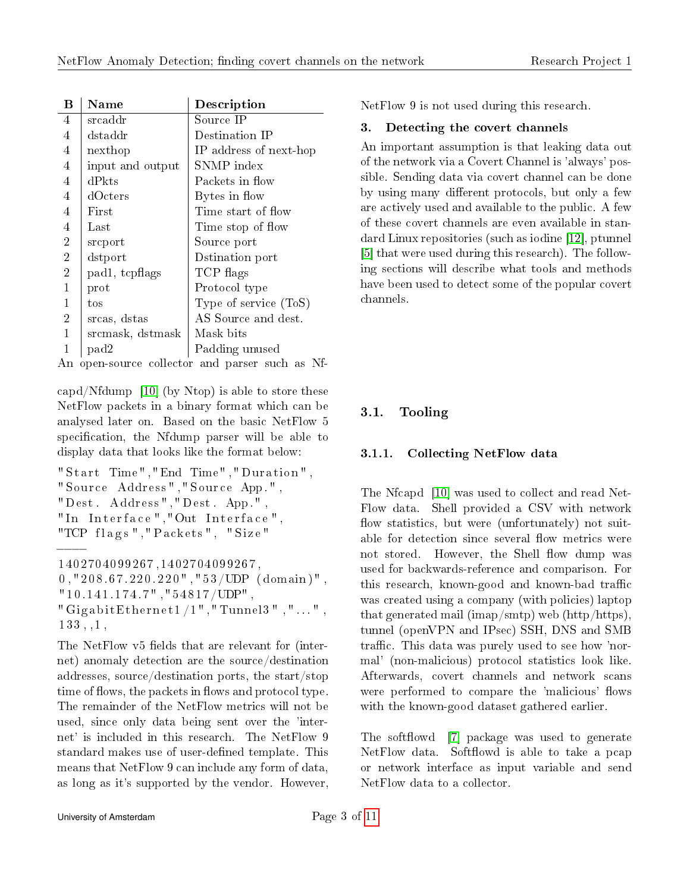| B | Name | Description |
|---|---|---|
| 4 | srcaddr | Source IP |
| 4 | dstaddr | Destination IP |
| 4 | nexthop | IP address of next-hop |
| 4 | input and output | SNMP index |
| 4 | dPkts | Packets in flow |
| 4 | dOcters | Bytes in flow |
| 4 | First | Time start of flow |
| 4 | Last | Time stop of flow |
| 2 | srcport | Source port |
| 2 | dstport | Dstination port |
| 2 | pad1, tcpflags | TCP flags |
| 1 | prot | Protocol type |
| 1 | tos | Type of service (ToS) |
| 2 | srcas, dstas | AS Source and dest. |
| 1 | srcmask, dstmask | Mask bits |
| 1 | pad2 | Padding unused |

An open-source collector and parser such as Nfcapd/Nfdump [10] (by Ntop) is able to store these NetFlow packets in a binary format which can be analysed later on. Based on the basic NetFlow 5 specification, the Nfdump parser will be able to display data that looks like the format below:

```
"Start Time","End Time","Duration",
"Source Address","Source App.",
"Dest. Address","Dest. App.",
"In Interface","Out Interface",
"TCP flags","Packets", "Size"
----
1402704099267,1402704099267,
0,"208.67.220.220","53/UDP (domain)",
"10.141.174.7","54817/UDP",
"GigabitEthernet1/1","Tunnel3","...",
133,,1,
```

The NetFlow v5 fields that are relevant for (internet) anomaly detection are the source/destination addresses, source/destination ports, the start/stop time of flows, the packets in flows and protocol type. The remainder of the NetFlow metrics will not be used, since only data being sent over the 'internet' is included in this research. The NetFlow 9 standard makes use of user-defined template. This means that NetFlow 9 can include any form of data, as long as it's supported by the vendor. However, NetFlow 9 is not used during this research.

## 3. Detecting the covert channels

An important assumption is that leaking data out of the network via a Covert Channel is 'always' possible. Sending data via covert channel can be done by using many different protocols, but only a few are actively used and available to the public. A few of these covert channels are even available in standard Linux repositories (such as iodine [12], ptunnel [5] that were used during this research). The following sections will describe what tools and methods have been used to detect some of the popular covert channels.

### 3.1. Tooling

#### 3.1.1. Collecting NetFlow data

The Nfcapd [10] was used to collect and read NetFlow data. Shell provided a CSV with network flow statistics, but were (unfortunately) not suitable for detection since several flow metrics were not stored. However, the Shell flow dump was used for backwards-reference and comparison. For this research, known-good and known-bad traffic was created using a company (with policies) laptop that generated mail (imap/smtp) web (http/https), tunnel (openVPN and IPsec) SSH, DNS and SMB traffic. This data was purely used to see how 'normal' (non-malicious) protocol statistics look like. Afterwards, covert channels and network scans were performed to compare the 'malicious' flows with the known-good dataset gathered earlier.

The softflowd [7] package was used to generate NetFlow data. Softflowd is able to take a pcap or network interface as input variable and send NetFlow data to a collector.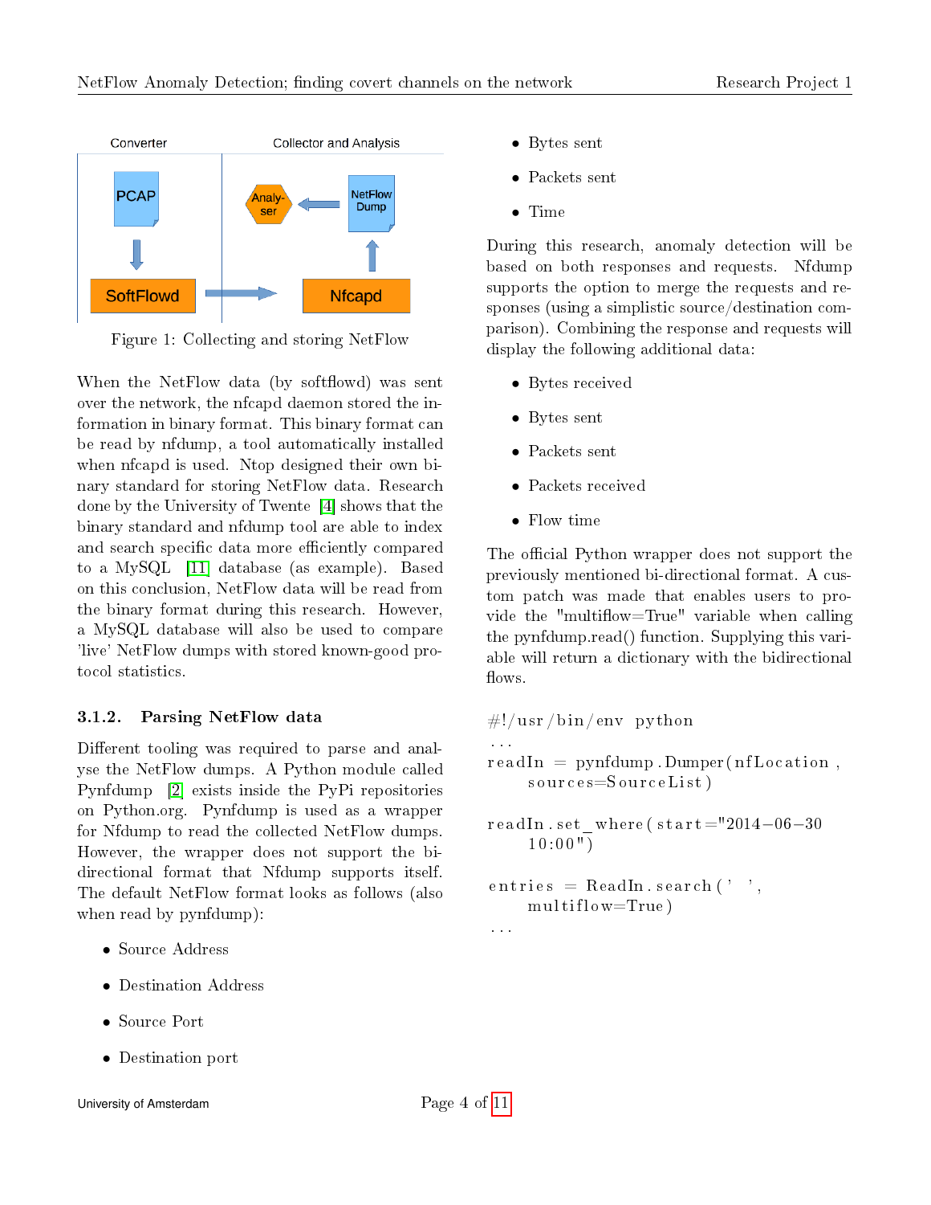Figure 1: Collecting and storing NetFlow

When the NetFlow data (by softflowd) was sent over the network, the nfcapd daemon stored the information in binary format. This binary format can be read by nfdump, a tool automatically installed when nfcapd is used. Ntop designed their own binary standard for storing NetFlow data. Research done by the University of Twente [4] shows that the binary standard and nfdump tool are able to index and search specific data more efficiently compared to a MySQL [11] database (as example). Based on this conclusion, NetFlow data will be read from the binary format during this research. However, a MySQL database will also be used to compare 'live' NetFlow dumps with stored known-good protocol statistics.

### 3.1.2. Parsing NetFlow data

Different tooling was required to parse and analyse the NetFlow dumps. A Python module called Pynfdump [2] exists inside the PyPi repositories on Python.org. Pynfdump is used as a wrapper for Nfdump to read the collected NetFlow dumps. However, the wrapper does not support the bi-directional format that Nfdump supports itself. The default NetFlow format looks as follows (also when read by pynfdump):

- Source Address
- Destination Address
- Source Port
- Destination port
- Bytes sent
- Packets sent
- Time

During this research, anomaly detection will be based on both responses and requests. Nfdump supports the option to merge the requests and responses (using a simplistic source/destination comparison). Combining the response and requests will display the following additional data:

- Bytes received
- Bytes sent
- Packets sent
- Packets received
- Flow time

The official Python wrapper does not support the previously mentioned bi-directional format. A custom patch was made that enables users to provide the "multiflow=True" variable when calling the pynfdump.read() function. Supplying this variable will return a dictionary with the bidirectional flows.

```
#!/usr/bin/env python
...
readIn = pynfdump.Dumper(nfLocation,
    sources=SourceList)

readIn.set_where(start="2014-06-30
    10:00")

entries = ReadIn.search(' ',
    multiflow=True)
...
```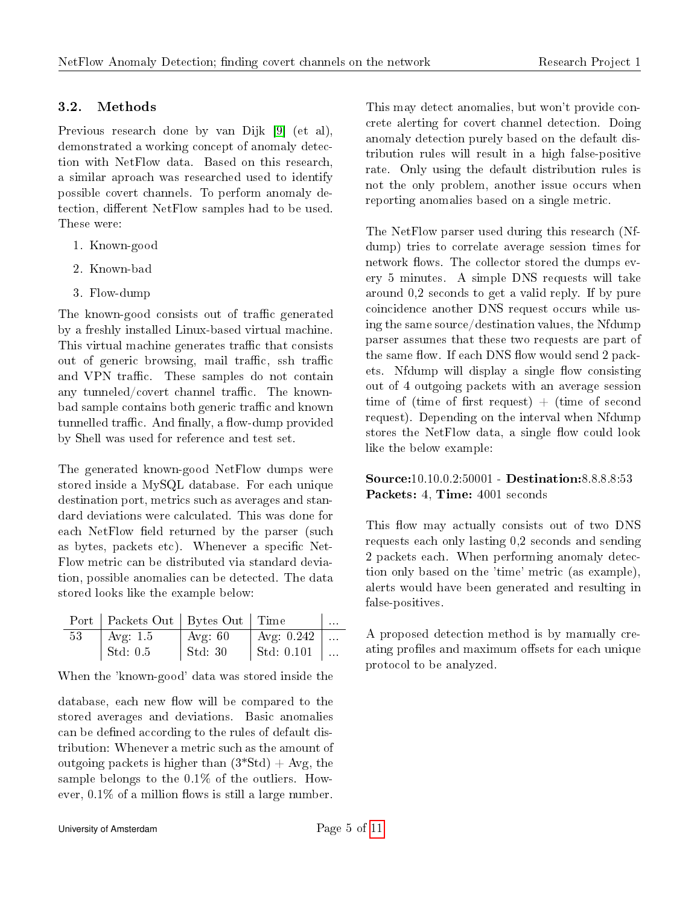### 3.2. Methods

Previous research done by van Dijk [9] (et al), demonstrated a working concept of anomaly detection with NetFlow data. Based on this research, a similar aproach was researched used to identify possible covert channels. To perform anomaly detection, different NetFlow samples had to be used. These were:

1. Known-good
2. Known-bad
3. Flow-dump

The known-good consists out of traffic generated by a freshly installed Linux-based virtual machine. This virtual machine generates traffic that consists out of generic browsing, mail traffic, ssh traffic and VPN traffic. These samples do not contain any tunneled/covert channel traffic. The known-bad sample contains both generic traffic and known tunnelled traffic. And finally, a flow-dump provided by Shell was used for reference and test set.

The generated known-good NetFlow dumps were stored inside a MySQL database. For each unique destination port, metrics such as averages and standard deviations were calculated. This was done for each NetFlow field returned by the parser (such as bytes, packets etc). Whenever a specific NetFlow metric can be distributed via standard deviation, possible anomalies can be detected. The data stored looks like the example below:

| Port | Packets Out | Bytes Out | Time | ... |
|---|---|---|---|---|
| 53 | Avg: 1.5 | Avg: 60 | Avg: 0.242 | ... |
| | Std: 0.5 | Std: 30 | Std: 0.101 | ... |

When the 'known-good' data was stored inside the database, each new flow will be compared to the stored averages and deviations. Basic anomalies can be defined according to the rules of default distribution: Whenever a metric such as the amount of outgoing packets is higher than (3*Std) + Avg, the sample belongs to the 0.1% of the outliers. However, 0.1% of a million flows is still a large number. This may detect anomalies, but won't provide concrete alerting for covert channel detection. Doing anomaly detection purely based on the default distribution rules will result in a high false-positive rate. Only using the default distribution rules is not the only problem, another issue occurs when reporting anomalies based on a single metric.

The NetFlow parser used during this research (Nfdump) tries to correlate average session times for network flows. The collector stored the dumps every 5 minutes. A simple DNS requests will take around 0,2 seconds to get a valid reply. If by pure coincidence another DNS request occurs while using the same source/destination values, the Nfdump parser assumes that these two requests are part of the same flow. If each DNS flow would send 2 packets. Nfdump will display a single flow consisting out of 4 outgoing packets with an average session time of (time of first request) + (time of second request). Depending on the interval when Nfdump stores the NetFlow data, a single flow could look like the below example:

**Source:**10.10.0.2:50001 - **Destination:**8.8.8.8:53
**Packets:** 4, **Time:** 4001 seconds

This flow may actually consists out of two DNS requests each only lasting 0,2 seconds and sending 2 packets each. When performing anomaly detection only based on the 'time' metric (as example), alerts would have been generated and resulting in false-positives.

A proposed detection method is by manually creating profiles and maximum offsets for each unique protocol to be analyzed.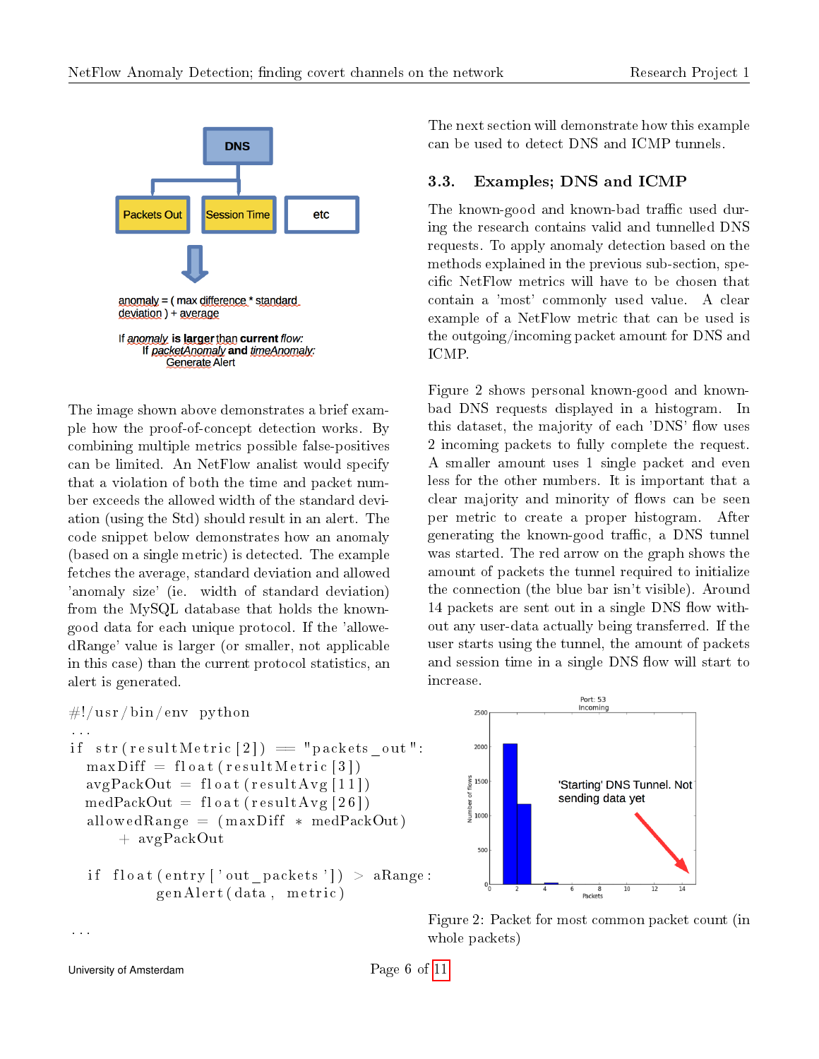The image shown above demonstrates a brief example how the proof-of-concept detection works. By combining multiple metrics possible false-positives can be limited. An NetFlow analist would specify that a violation of both the time and packet number exceeds the allowed width of the standard deviation (using the Std) should result in an alert. The code snippet below demonstrates how an anomaly (based on a single metric) is detected. The example fetches the average, standard deviation and allowed 'anomaly size' (ie. width of standard deviation) from the MySQL database that holds the known-good data for each unique protocol. If the 'allowedRange' value is larger (or smaller, not applicable in this case) than the current protocol statistics, an alert is generated.

```
#!/usr/bin/env python
...
if str(resultMetric[2]) == "packets_out":
  maxDiff = float(resultMetric[3])
  avgPackOut = float(resultAvg[11])
  medPackOut = float(resultAvg[26])
  allowedRange = (maxDiff * medPackOut)
      + avgPackOut

  if float(entry['out_packets']) > aRange:
          genAlert(data, metric)

...
```

The next section will demonstrate how this example can be used to detect DNS and ICMP tunnels.

## 3.3. Examples; DNS and ICMP

The known-good and known-bad traffic used during the research contains valid and tunnelled DNS requests. To apply anomaly detection based on the methods explained in the previous sub-section, specific NetFlow metrics will have to be chosen that contain a 'most' commonly used value. A clear example of a NetFlow metric that can be used is the outgoing/incoming packet amount for DNS and ICMP.

Figure 2 shows personal known-good and known-bad DNS requests displayed in a histogram. In this dataset, the majority of each 'DNS' flow uses 2 incoming packets to fully complete the request. A smaller amount uses 1 single packet and even less for the other numbers. It is important that a clear majority and minority of flows can be seen per metric to create a proper histogram. After generating the known-good traffic, a DNS tunnel was started. The red arrow on the graph shows the amount of packets the tunnel required to initialize the connection (the blue bar isn't visible). Around 14 packets are sent out in a single DNS flow without any user-data actually being transferred. If the user starts using the tunnel, the amount of packets and session time in a single DNS flow will start to increase.

Figure 2: Packet for most common packet count (in whole packets)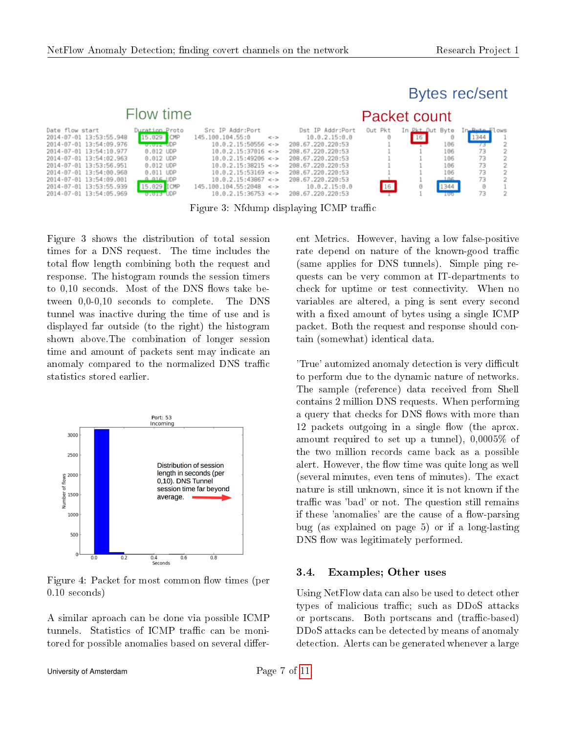Figure 3: Nfdump displaying ICMP traffic

Figure 3 shows the distribution of total session times for a DNS request. The time includes the total flow length combining both the request and response. The histogram rounds the session timers to 0,10 seconds. Most of the DNS flows take between 0,0-0,10 seconds to complete. The DNS tunnel was inactive during the time of use and is displayed far outside (to the right) the histogram shown above.The combination of longer session time and amount of packets sent may indicate an anomaly compared to the normalized DNS traffic statistics stored earlier.

Figure 4: Packet for most common flow times (per 0.10 seconds)

A similar aproach can be done via possible ICMP tunnels. Statistics of ICMP traffic can be monitored for possible anomalies based on several different Metrics. However, having a low false-positive rate depend on nature of the known-good traffic (same applies for DNS tunnels). Simple ping requests can be very common at IT-departments to check for uptime or test connectivity. When no variables are altered, a ping is sent every second with a fixed amount of bytes using a single ICMP packet. Both the request and response should contain (somewhat) identical data.

'True' automized anomaly detection is very difficult to perform due to the dynamic nature of networks. The sample (reference) data received from Shell contains 2 million DNS requests. When performing a query that checks for DNS flows with more than 12 packets outgoing in a single flow (the aprox. amount required to set up a tunnel), 0,0005% of the two million records came back as a possible alert. However, the flow time was quite long as well (several minutes, even tens of minutes). The exact nature is still unknown, since it is not known if the traffic was 'bad' or not. The question still remains if these 'anomalies' are the cause of a flow-parsing bug (as explained on page 5) or if a long-lasting DNS flow was legitimately performed.

### 3.4. Examples; Other uses

Using NetFlow data can also be used to detect other types of malicious traffic; such as DDoS attacks or portscans. Both portscans and (traffic-based) DDoS attacks can be detected by means of anomaly detection. Alerts can be generated whenever a large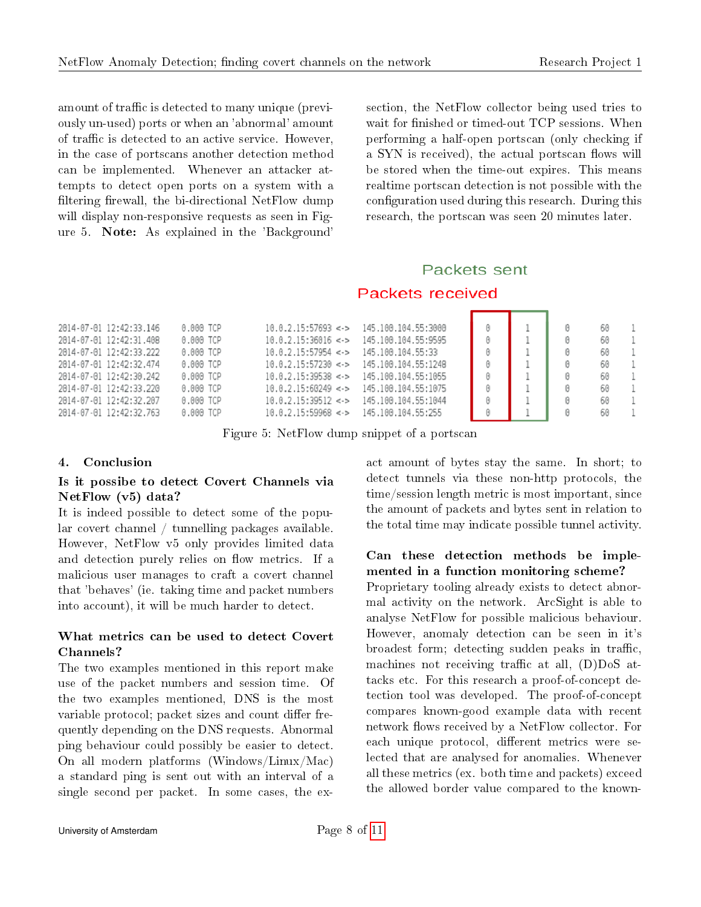amount of traffic is detected to many unique (previously un-used) ports or when an 'abnormal' amount of traffic is detected to an active service. However, in the case of portscans another detection method can be implemented. Whenever an attacker attempts to detect open ports on a system with a filtering firewall, the bi-directional NetFlow dump will display non-responsive requests as seen in Figure 5. **Note:** As explained in the 'Background' section, the NetFlow collector being used tries to wait for finished or timed-out TCP sessions. When performing a half-open portscan (only checking if a SYN is received), the actual portscan flows will be stored when the time-out expires. This means realtime portscan detection is not possible with the configuration used during this research. During this research, the portscan was seen 20 minutes later.

| | | | | | Packets received | Packets sent | | | |
|---|---|---|---|---|---|---|---|---|---|
| 2014-07-01 12:42:33.146 | 0.000 TCP | 10.0.2.15:57693 | <-> | 145.100.104.55:3000 | 0 | 1 | 0 | 60 | 1 |
| 2014-07-01 12:42:31.408 | 0.000 TCP | 10.0.2.15:36016 | <-> | 145.100.104.55:9595 | 0 | 1 | 0 | 60 | 1 |
| 2014-07-01 12:42:33.222 | 0.000 TCP | 10.0.2.15:57954 | <-> | 145.100.104.55:33 | 0 | 1 | 0 | 60 | 1 |
| 2014-07-01 12:42:32.474 | 0.000 TCP | 10.0.2.15:57230 | <-> | 145.100.104.55:1248 | 0 | 1 | 0 | 60 | 1 |
| 2014-07-01 12:42:30.242 | 0.000 TCP | 10.0.2.15:39538 | <-> | 145.100.104.55:1055 | 0 | 1 | 0 | 60 | 1 |
| 2014-07-01 12:42:33.220 | 0.000 TCP | 10.0.2.15:60249 | <-> | 145.100.104.55:1075 | 0 | 1 | 0 | 60 | 1 |
| 2014-07-01 12:42:32.207 | 0.000 TCP | 10.0.2.15:39512 | <-> | 145.100.104.55:1044 | 0 | 1 | 0 | 60 | 1 |
| 2014-07-01 12:42:32.763 | 0.000 TCP | 10.0.2.15:59968 | <-> | 145.100.104.55:255 | 0 | 1 | 0 | 60 | 1 |

Figure 5: NetFlow dump snippet of a portscan

## 4. Conclusion

### Is it possibe to detect Covert Channels via NetFlow (v5) data?

It is indeed possible to detect some of the popular covert channel / tunnelling packages available. However, NetFlow v5 only provides limited data and detection purely relies on flow metrics. If a malicious user manages to craft a covert channel that 'behaves' (ie. taking time and packet numbers into account), it will be much harder to detect.

### What metrics can be used to detect Covert Channels?

The two examples mentioned in this report make use of the packet numbers and session time. Of the two examples mentioned, DNS is the most variable protocol; packet sizes and count differ frequently depending on the DNS requests. Abnormal ping behaviour could possibly be easier to detect. On all modern platforms (Windows/Linux/Mac) a standard ping is sent out with an interval of a single second per packet. In some cases, the exact amount of bytes stay the same. In short; to detect tunnels via these non-http protocols, the time/session length metric is most important, since the amount of packets and bytes sent in relation to the total time may indicate possible tunnel activity.

### Can these detection methods be implemented in a function monitoring scheme?

Proprietary tooling already exists to detect abnormal activity on the network. ArcSight is able to analyse NetFlow for possible malicious behaviour. However, anomaly detection can be seen in it's broadest form; detecting sudden peaks in traffic, machines not receiving traffic at all, (D)DoS attacks etc. For this research a proof-of-concept detection tool was developed. The proof-of-concept compares known-good example data with recent network flows received by a NetFlow collector. For each unique protocol, different metrics were selected that are analysed for anomalies. Whenever all these metrics (ex. both time and packets) exceed the allowed border value compared to the known-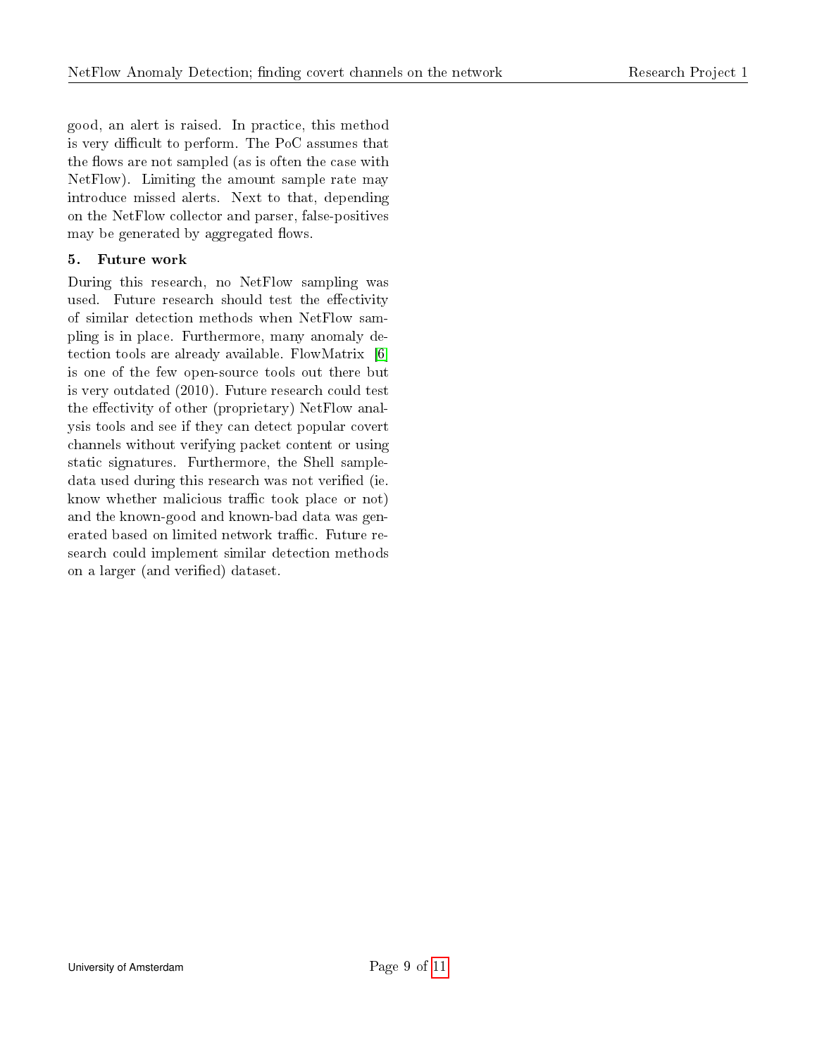good, an alert is raised. In practice, this method is very difficult to perform. The PoC assumes that the flows are not sampled (as is often the case with NetFlow). Limiting the amount sample rate may introduce missed alerts. Next to that, depending on the NetFlow collector and parser, false-positives may be generated by aggregated flows.

## 5. Future work

During this research, no NetFlow sampling was used. Future research should test the effectivity of similar detection methods when NetFlow sampling is in place. Furthermore, many anomaly detection tools are already available. FlowMatrix [6] is one of the few open-source tools out there but is very outdated (2010). Future research could test the effectivity of other (proprietary) NetFlow analysis tools and see if they can detect popular covert channels without verifying packet content or using static signatures. Furthermore, the Shell sample-data used during this research was not verified (ie. know whether malicious traffic took place or not) and the known-good and known-bad data was generated based on limited network traffic. Future research could implement similar detection methods on a larger (and verified) dataset.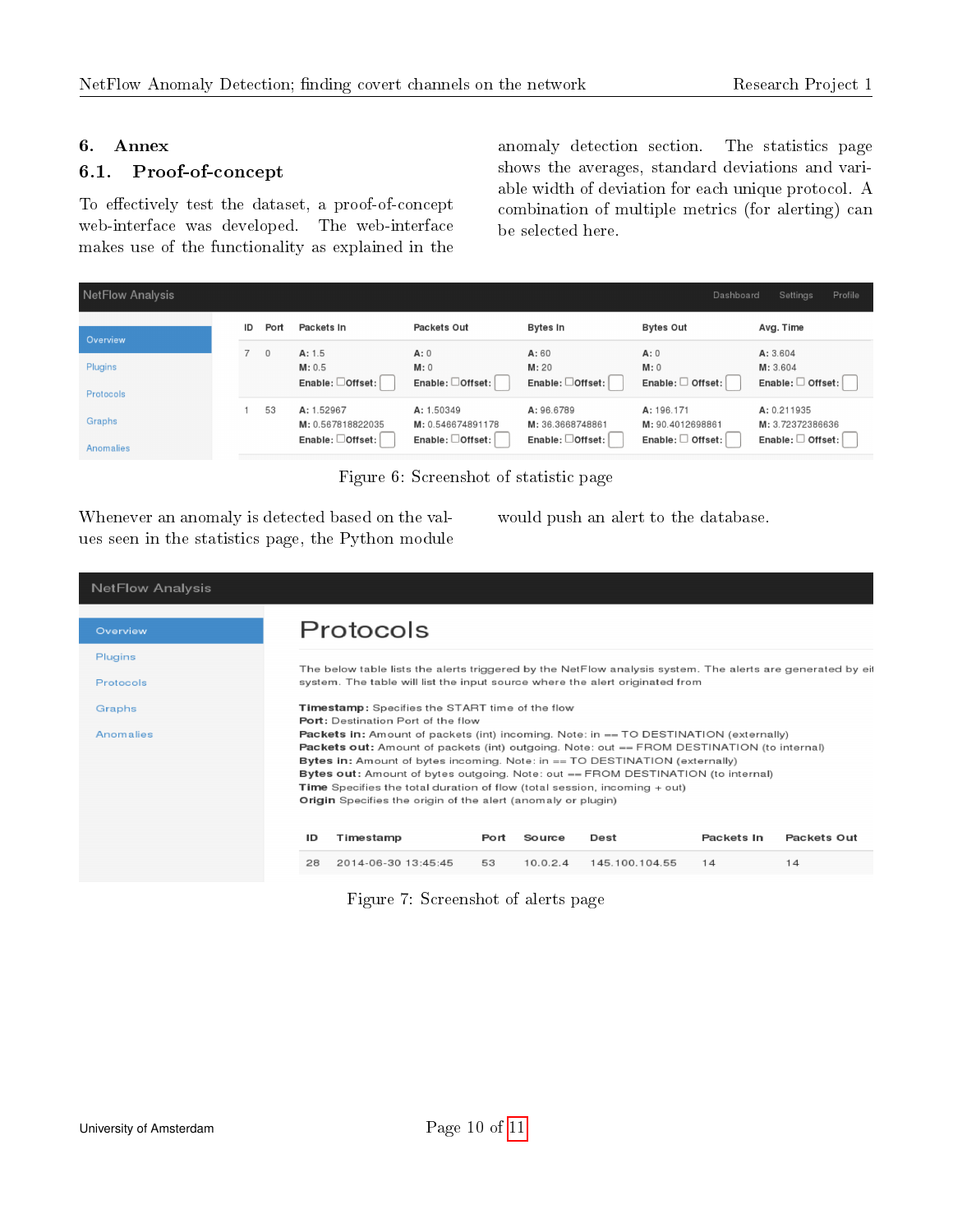# 6. Annex

## 6.1. Proof-of-concept

To effectively test the dataset, a proof-of-concept web-interface was developed. The web-interface makes use of the functionality as explained in the anomaly detection section. The statistics page shows the averages, standard deviations and variable width of deviation for each unique protocol. A combination of multiple metrics (for alerting) can be selected here.

Figure 6: Screenshot of statistic page

Whenever an anomaly is detected based on the values seen in the statistics page, the Python module would push an alert to the database.

Figure 7: Screenshot of alerts page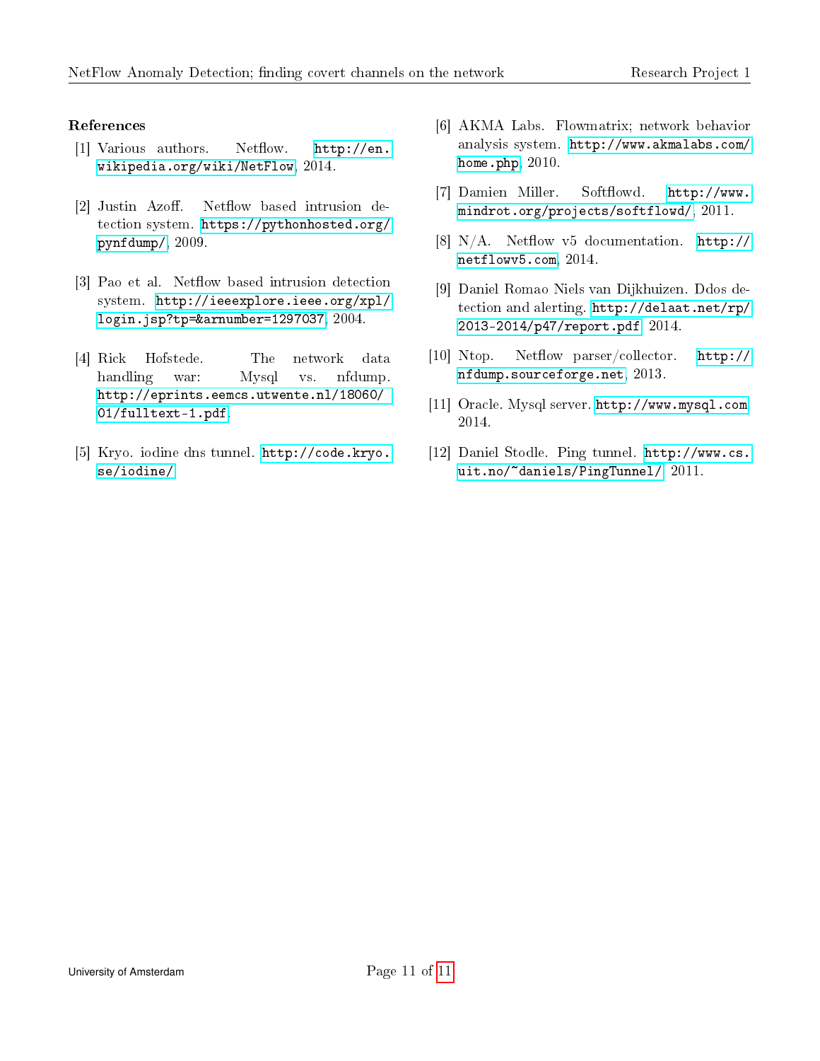## References

[1] Various authors. Netflow. http://en.wikipedia.org/wiki/NetFlow, 2014.

[2] Justin Azoff. Netflow based intrusion detection system. https://pythonhosted.org/pynfdump/, 2009.

[3] Pao et al. Netflow based intrusion detection system. http://ieeexplore.ieee.org/xpl/login.jsp?tp=&arnumber=1297037, 2004.

[4] Rick Hofstede. The network data handling war: Mysql vs. nfdump. http://eprints.eemcs.utwente.nl/18060/01/fulltext-1.pdf.

[5] Kryo. iodine dns tunnel. http://code.kryo.se/iodine/.

[6] AKMA Labs. Flowmatrix; network behavior analysis system. http://www.akmalabs.com/home.php, 2010.

[7] Damien Miller. Softflowd. http://www.mindrot.org/projects/softflowd/, 2011.

[8] N/A. Netflow v5 documentation. http://netflowv5.com, 2014.

[9] Daniel Romao Niels van Dijkhuizen. Ddos detection and alerting. http://delaat.net/rp/2013-2014/p47/report.pdf, 2014.

[10] Ntop. Netflow parser/collector. http://nfdump.sourceforge.net, 2013.

[11] Oracle. Mysql server. http://www.mysql.com, 2014.

[12] Daniel Stodle. Ping tunnel. http://www.cs.uit.no/~daniels/PingTunnel/, 2011.